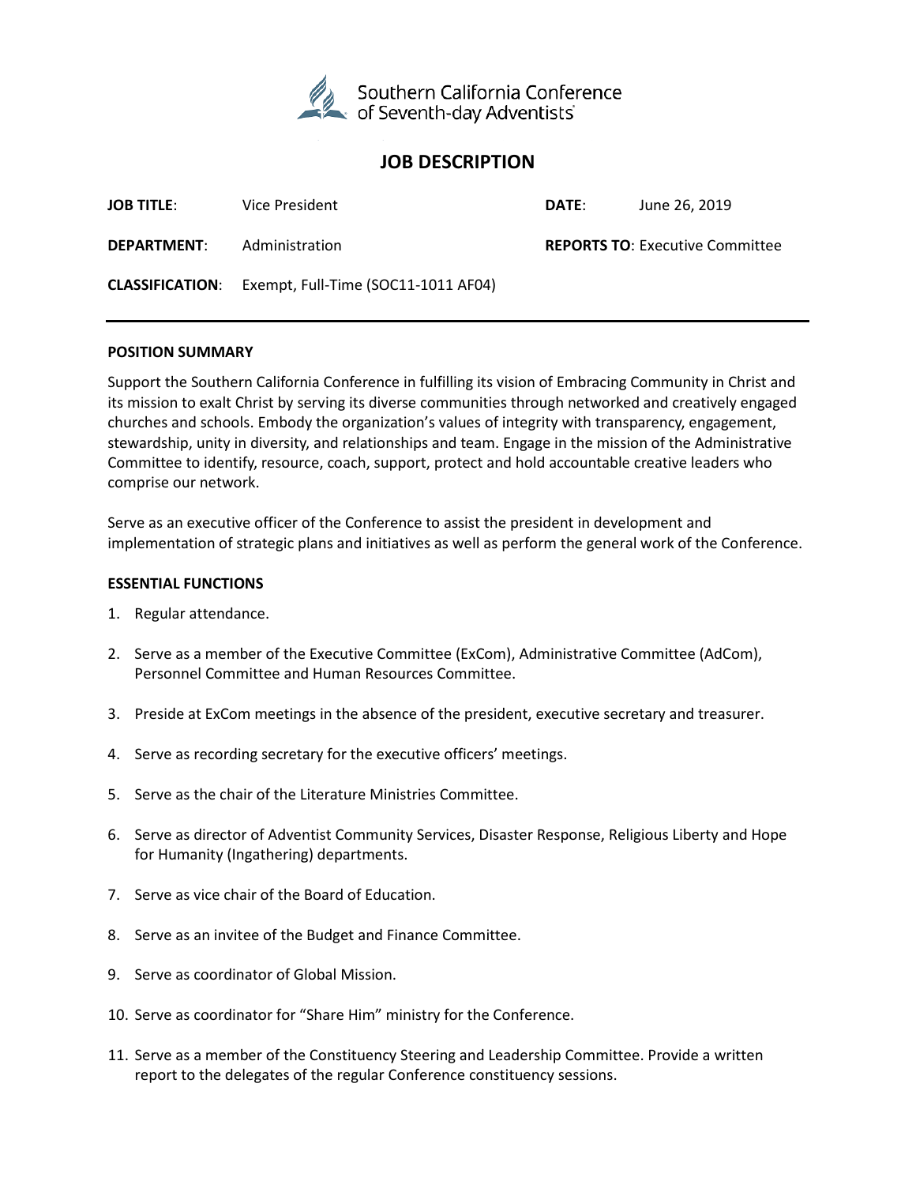Southern California Conference of Seventh-day Adventists

# JOB DESCRIPTION

**JOB TITLE**: Vice President

**DATE**: June 26, 2019

**DEPARTMENT**: Administration

**REPORTS TO**: Executive Committee

**CLASSIFICATION**: Exempt, Full-Time (SOC11-1011 AF04)

---

## POSITION SUMMARY

Support the Southern California Conference in fulfilling its vision of Embracing Community in Christ and its mission to exalt Christ by serving its diverse communities through networked and creatively engaged churches and schools. Embody the organization's values of integrity with transparency, engagement, stewardship, unity in diversity, and relationships and team. Engage in the mission of the Administrative Committee to identify, resource, coach, support, protect and hold accountable creative leaders who comprise our network.

Serve as an executive officer of the Conference to assist the president in development and implementation of strategic plans and initiatives as well as perform the general work of the Conference.

## ESSENTIAL FUNCTIONS

1. Regular attendance.
2. Serve as a member of the Executive Committee (ExCom), Administrative Committee (AdCom), Personnel Committee and Human Resources Committee.
3. Preside at ExCom meetings in the absence of the president, executive secretary and treasurer.
4. Serve as recording secretary for the executive officers' meetings.
5. Serve as the chair of the Literature Ministries Committee.
6. Serve as director of Adventist Community Services, Disaster Response, Religious Liberty and Hope for Humanity (Ingathering) departments.
7. Serve as vice chair of the Board of Education.
8. Serve as an invitee of the Budget and Finance Committee.
9. Serve as coordinator of Global Mission.
10. Serve as coordinator for "Share Him" ministry for the Conference.
11. Serve as a member of the Constituency Steering and Leadership Committee. Provide a written report to the delegates of the regular Conference constituency sessions.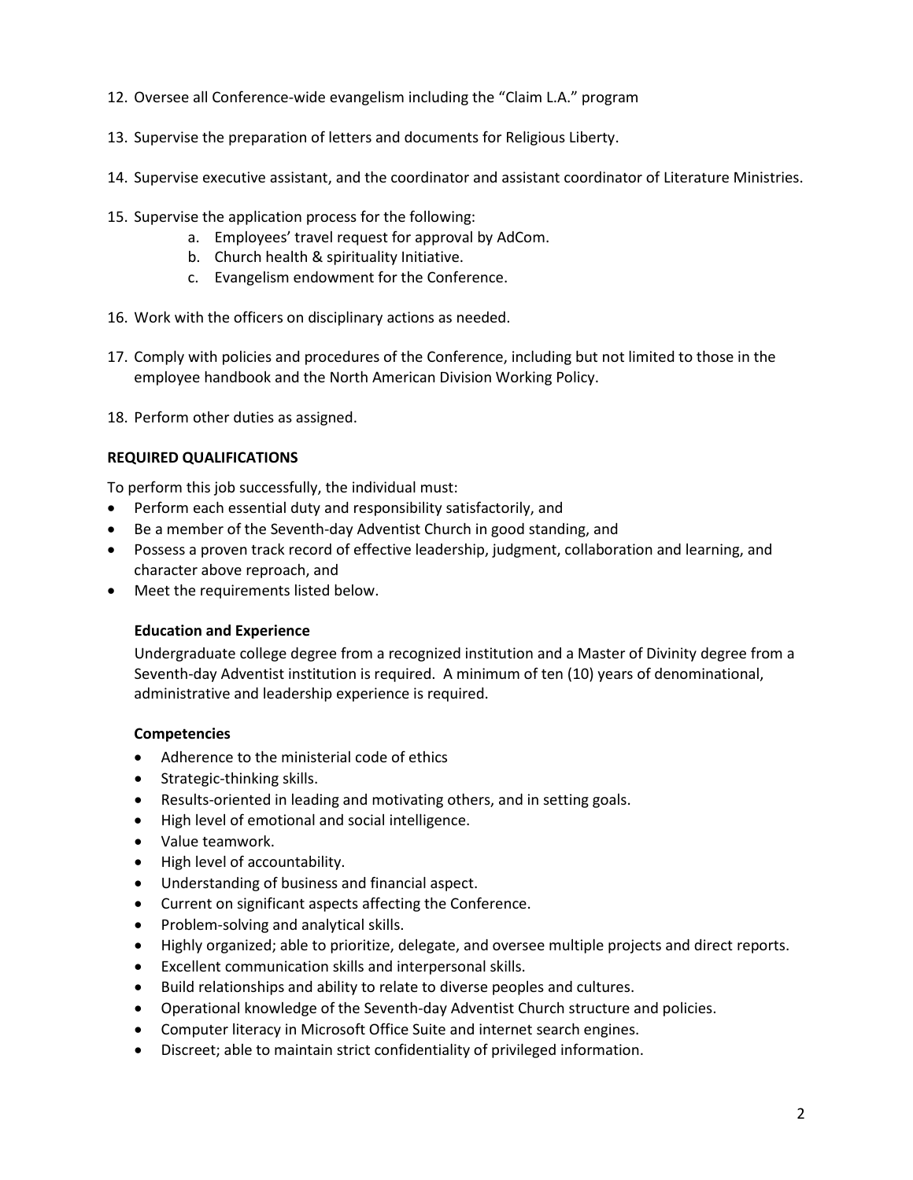12. Oversee all Conference-wide evangelism including the "Claim L.A." program

13. Supervise the preparation of letters and documents for Religious Liberty.

14. Supervise executive assistant, and the coordinator and assistant coordinator of Literature Ministries.

15. Supervise the application process for the following:
    a. Employees' travel request for approval by AdCom.
    b. Church health & spirituality Initiative.
    c. Evangelism endowment for the Conference.

16. Work with the officers on disciplinary actions as needed.

17. Comply with policies and procedures of the Conference, including but not limited to those in the employee handbook and the North American Division Working Policy.

18. Perform other duties as assigned.

**REQUIRED QUALIFICATIONS**

To perform this job successfully, the individual must:

- Perform each essential duty and responsibility satisfactorily, and
- Be a member of the Seventh-day Adventist Church in good standing, and
- Possess a proven track record of effective leadership, judgment, collaboration and learning, and character above reproach, and
- Meet the requirements listed below.

**Education and Experience**

Undergraduate college degree from a recognized institution and a Master of Divinity degree from a Seventh-day Adventist institution is required. A minimum of ten (10) years of denominational, administrative and leadership experience is required.

**Competencies**

- Adherence to the ministerial code of ethics
- Strategic-thinking skills.
- Results-oriented in leading and motivating others, and in setting goals.
- High level of emotional and social intelligence.
- Value teamwork.
- High level of accountability.
- Understanding of business and financial aspect.
- Current on significant aspects affecting the Conference.
- Problem-solving and analytical skills.
- Highly organized; able to prioritize, delegate, and oversee multiple projects and direct reports.
- Excellent communication skills and interpersonal skills.
- Build relationships and ability to relate to diverse peoples and cultures.
- Operational knowledge of the Seventh-day Adventist Church structure and policies.
- Computer literacy in Microsoft Office Suite and internet search engines.
- Discreet; able to maintain strict confidentiality of privileged information.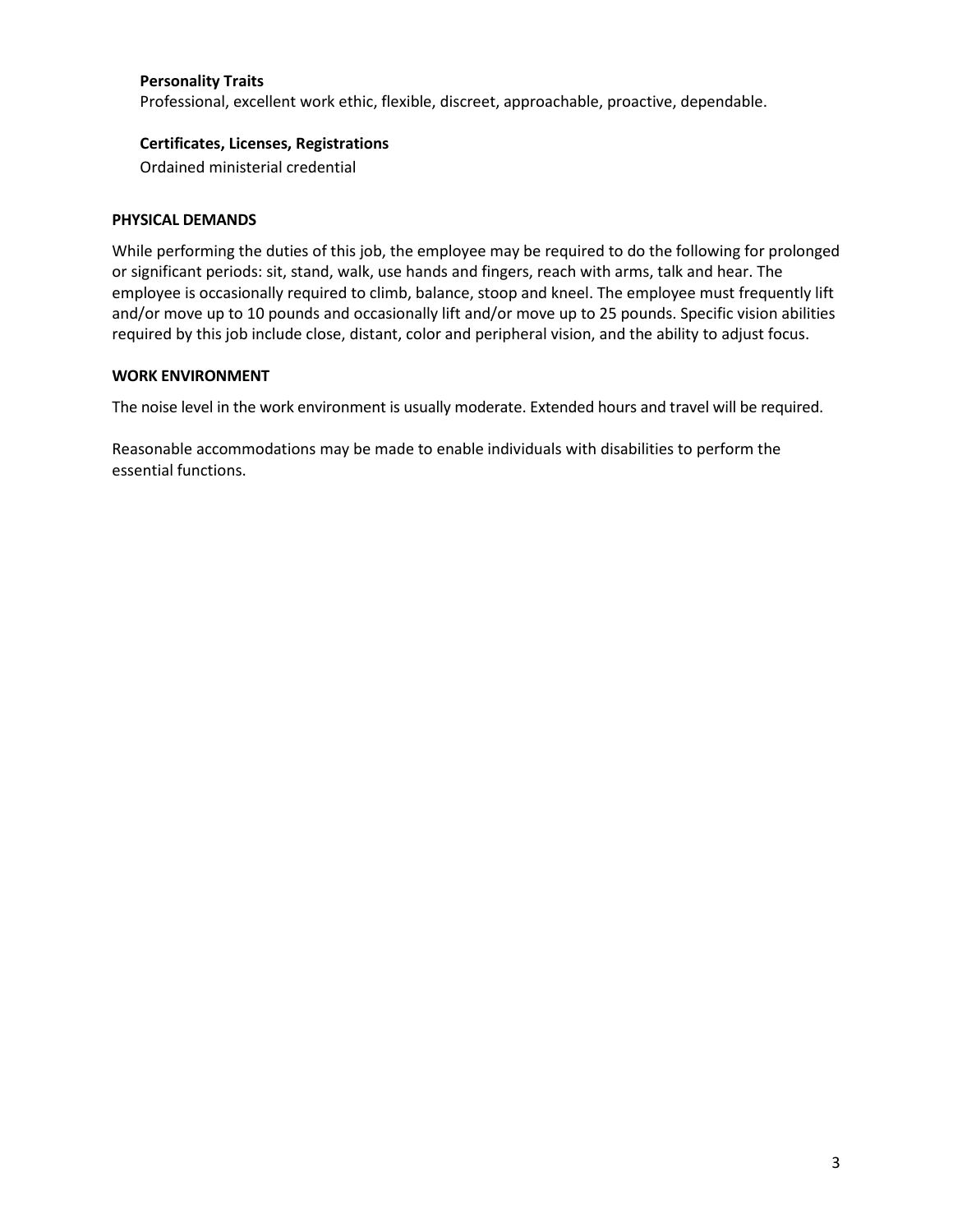**Personality Traits**

Professional, excellent work ethic, flexible, discreet, approachable, proactive, dependable.

**Certificates, Licenses, Registrations**

Ordained ministerial credential

## PHYSICAL DEMANDS

While performing the duties of this job, the employee may be required to do the following for prolonged or significant periods: sit, stand, walk, use hands and fingers, reach with arms, talk and hear. The employee is occasionally required to climb, balance, stoop and kneel. The employee must frequently lift and/or move up to 10 pounds and occasionally lift and/or move up to 25 pounds. Specific vision abilities required by this job include close, distant, color and peripheral vision, and the ability to adjust focus.

## WORK ENVIRONMENT

The noise level in the work environment is usually moderate. Extended hours and travel will be required.

Reasonable accommodations may be made to enable individuals with disabilities to perform the essential functions.